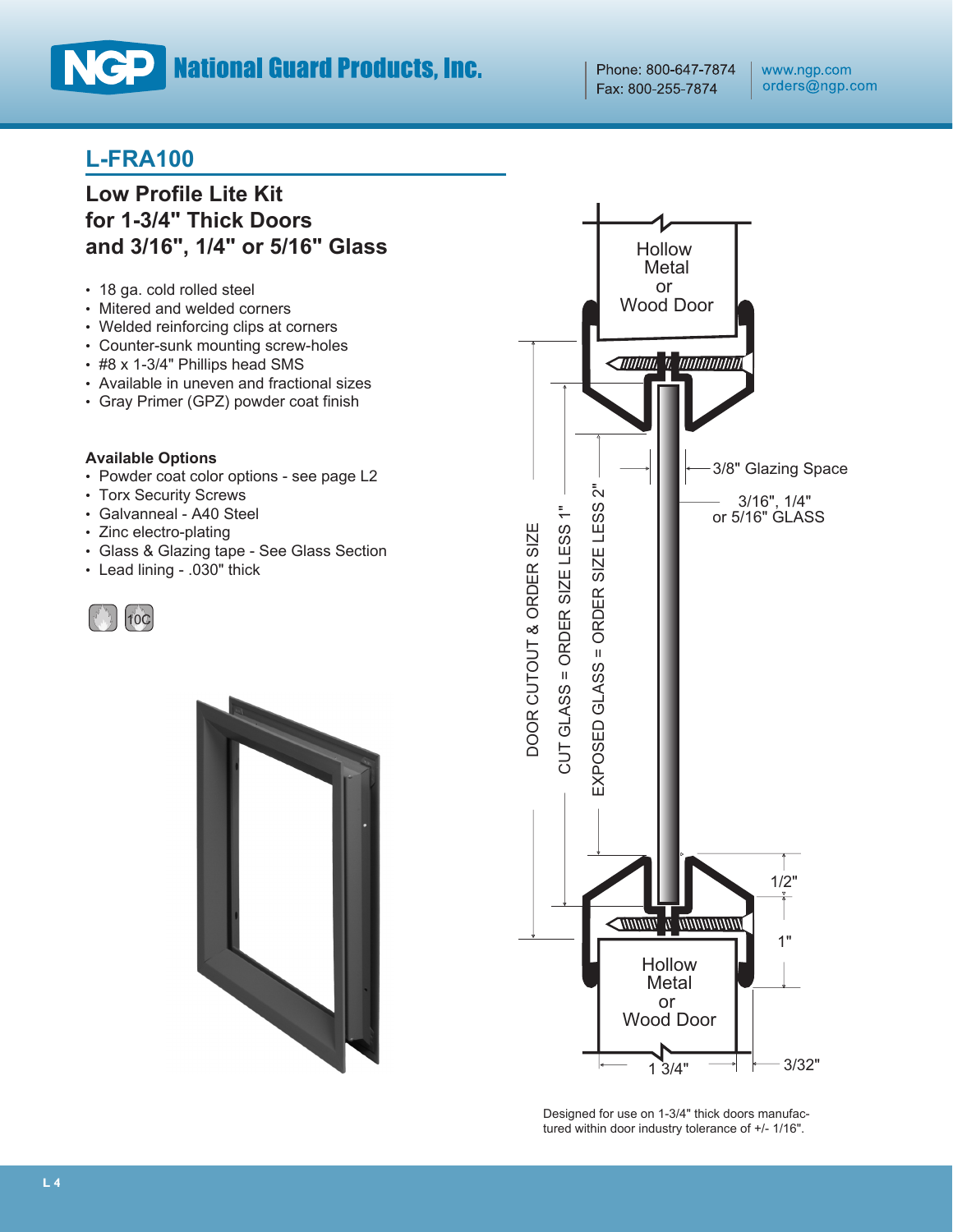# L-FRA100

## Low Profile Lite Kit for 1-3/4" Thick Doors and 3/16", 1/4" or 5/16" Glass

- 18 ga. cold rolled steel
- Mitered and welded corners
- Welded reinforcing clips at corners
- Counter-sunk mounting screw-holes
- #8 x 1-3/4" Phillips head SMS
- Available in uneven and fractional sizes
- Gray Primer (GPZ) powder coat finish

**Available Options**

- Powder coat color options - see page L2
- Torx Security Screws
- Galvanneal - A40 Steel
- Zinc electro-plating
- Glass & Glazing tape - See Glass Section
- Lead lining - .030" thick

Hollow Metal or Wood Door

3/8" Glazing Space

3/16", 1/4" or 5/16" GLASS

DOOR CUTOUT & ORDER SIZE

CUT GLASS = ORDER SIZE LESS 1"

EXPOSED GLASS = ORDER SIZE LESS 2"

1/2"

1"

1 3/4"

3/32"

Designed for use on 1-3/4" thick doors manufactured within door industry tolerance of +/- 1/16".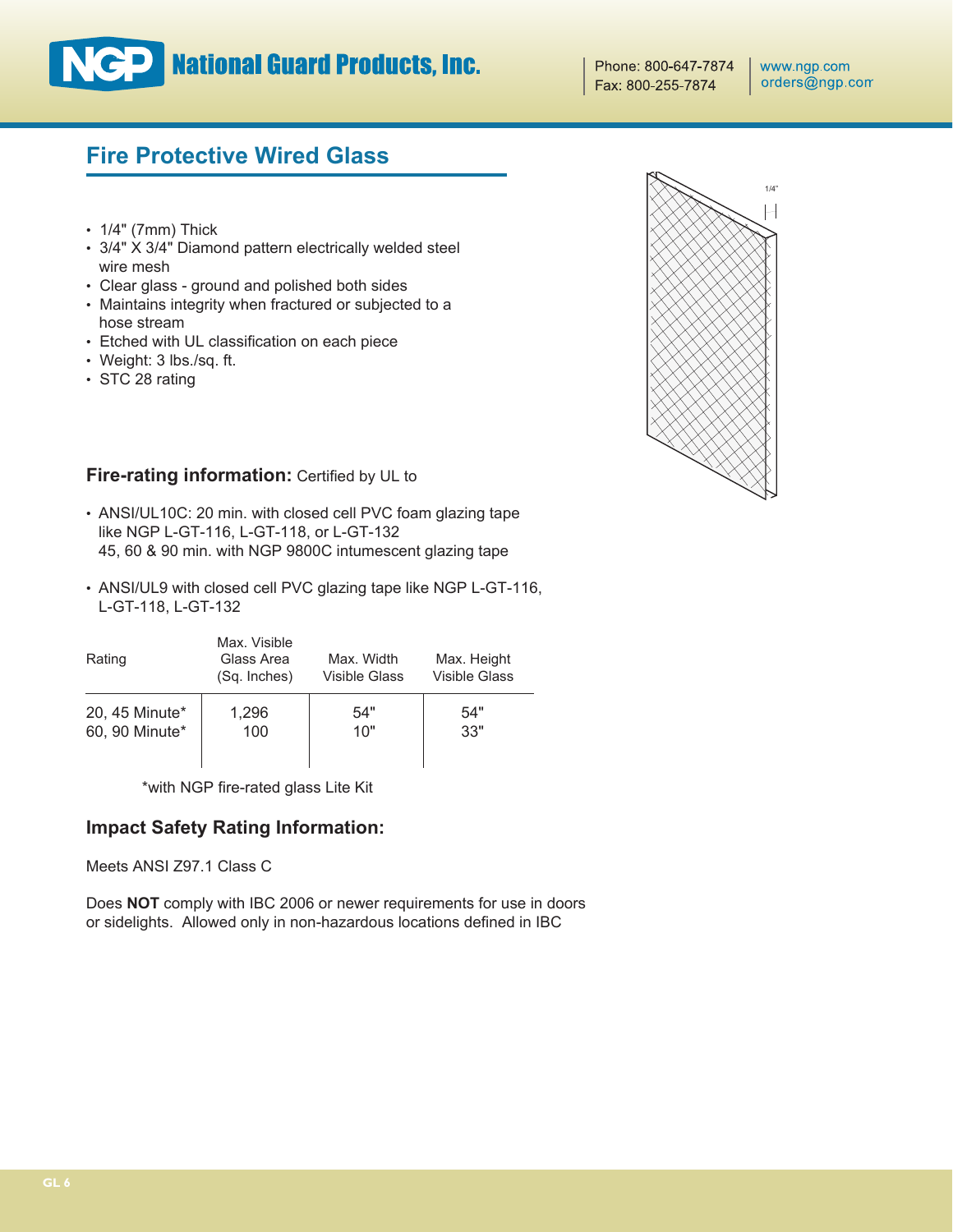National Guard Products, Inc.

Phone: 800-647-7874
Fax: 800-255-7874

www.ngp.com
orders@ngp.com

## Fire Protective Wired Glass

- 1/4" (7mm) Thick
- 3/4" X 3/4" Diamond pattern electrically welded steel wire mesh
- Clear glass - ground and polished both sides
- Maintains integrity when fractured or subjected to a hose stream
- Etched with UL classification on each piece
- Weight: 3 lbs./sq. ft.
- STC 28 rating

1/4"

### Fire-rating information: Certified by UL to

- ANSI/UL10C: 20 min. with closed cell PVC foam glazing tape like NGP L-GT-116, L-GT-118, or L-GT-132
  45, 60 & 90 min. with NGP 9800C intumescent glazing tape
- ANSI/UL9 with closed cell PVC glazing tape like NGP L-GT-116, L-GT-118, L-GT-132

| Rating | Max. Visible Glass Area (Sq. Inches) | Max. Width Visible Glass | Max. Height Visible Glass |
|---|---|---|---|
| 20, 45 Minute* | 1,296 | 54" | 54" |
| 60, 90 Minute* | 100 | 10" | 33" |

*with NGP fire-rated glass Lite Kit

### Impact Safety Rating Information:

Meets ANSI Z97.1 Class C

Does **NOT** comply with IBC 2006 or newer requirements for use in doors or sidelights. Allowed only in non-hazardous locations defined in IBC